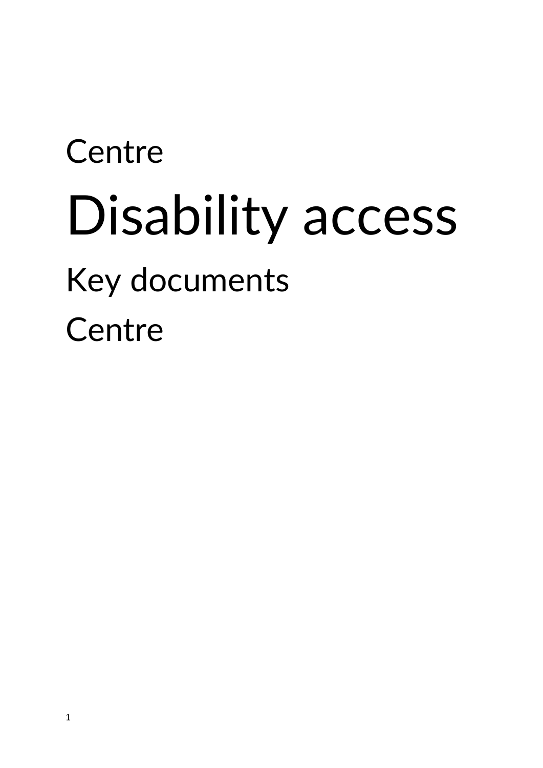Centre

# Disability access

Key documents

Centre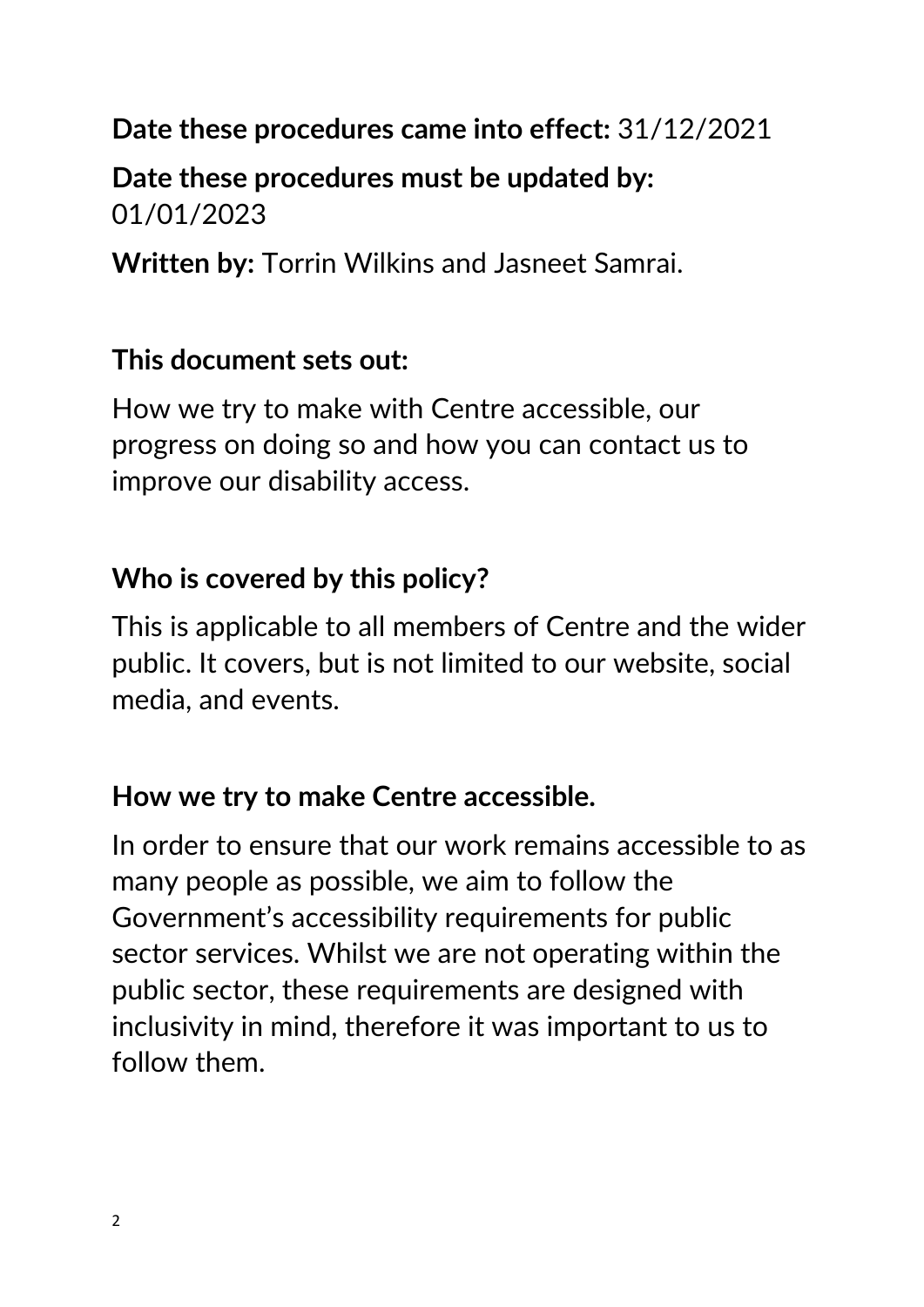**Date these procedures came into effect:** 31/12/2021

**Date these procedures must be updated by:** 01/01/2023

**Written by:** Torrin Wilkins and Jasneet Samrai.

## This document sets out:

How we try to make with Centre accessible, our progress on doing so and how you can contact us to improve our disability access.

## Who is covered by this policy?

This is applicable to all members of Centre and the wider public. It covers, but is not limited to our website, social media, and events.

## How we try to make Centre accessible.

In order to ensure that our work remains accessible to as many people as possible, we aim to follow the Government's accessibility requirements for public sector services. Whilst we are not operating within the public sector, these requirements are designed with inclusivity in mind, therefore it was important to us to follow them.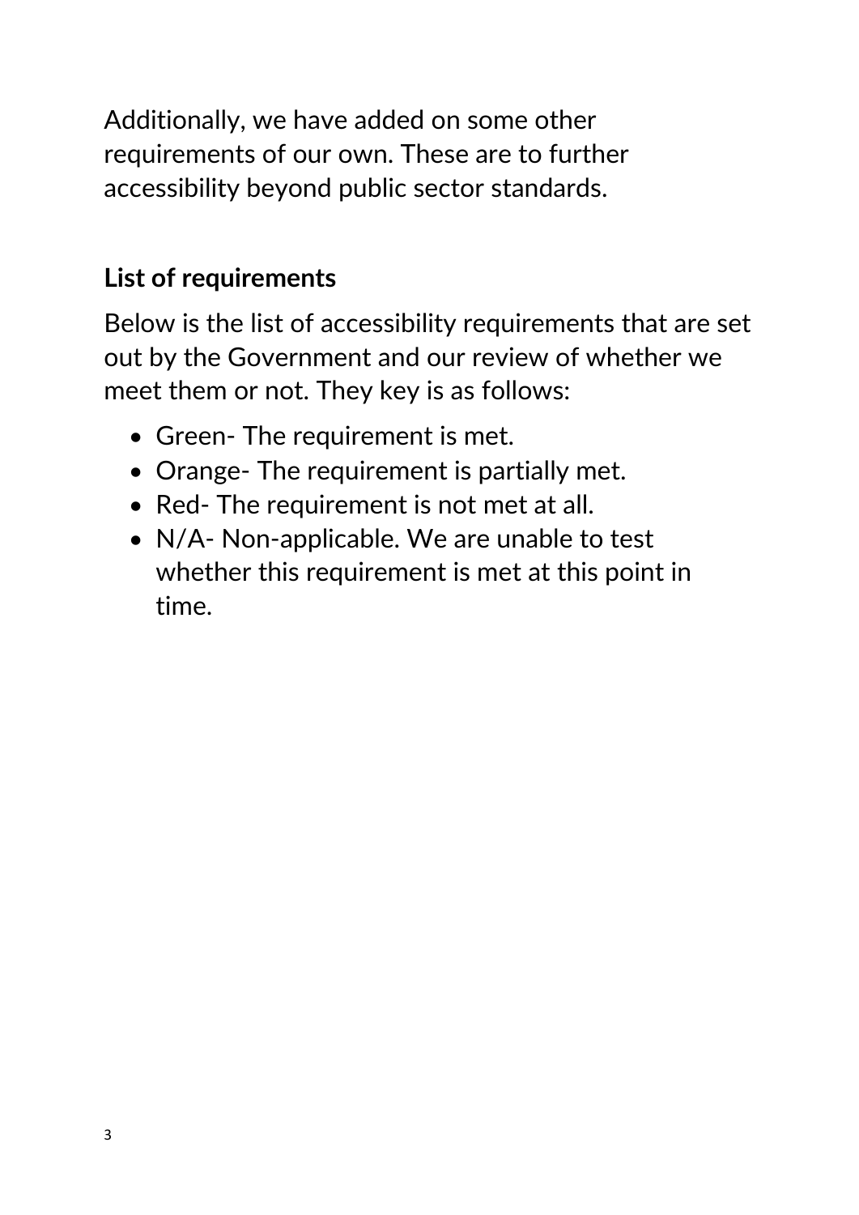Additionally, we have added on some other requirements of our own. These are to further accessibility beyond public sector standards.

## List of requirements

Below is the list of accessibility requirements that are set out by the Government and our review of whether we meet them or not. They key is as follows:

- Green- The requirement is met.
- Orange- The requirement is partially met.
- Red- The requirement is not met at all.
- N/A- Non-applicable. We are unable to test whether this requirement is met at this point in time.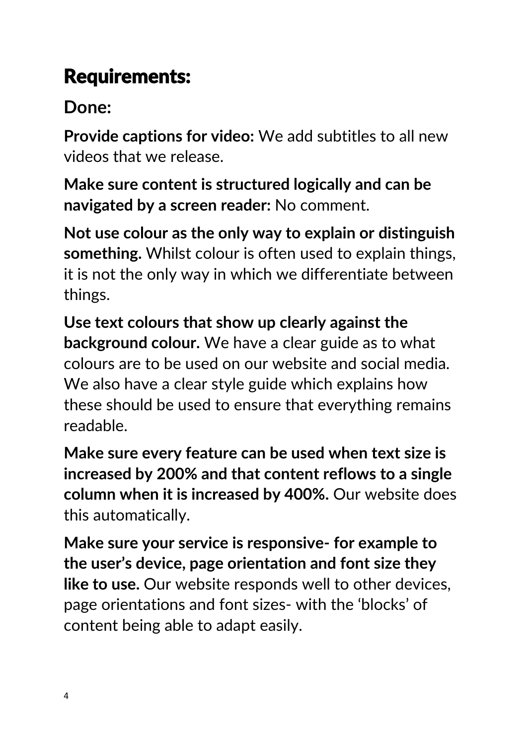## Requirements:

### Done:

**Provide captions for video:** We add subtitles to all new videos that we release.

**Make sure content is structured logically and can be navigated by a screen reader:** No comment.

**Not use colour as the only way to explain or distinguish something.** Whilst colour is often used to explain things, it is not the only way in which we differentiate between things.

**Use text colours that show up clearly against the background colour.** We have a clear guide as to what colours are to be used on our website and social media. We also have a clear style guide which explains how these should be used to ensure that everything remains readable.

**Make sure every feature can be used when text size is increased by 200% and that content reflows to a single column when it is increased by 400%.** Our website does this automatically.

**Make sure your service is responsive- for example to the user's device, page orientation and font size they like to use.** Our website responds well to other devices, page orientations and font sizes- with the 'blocks' of content being able to adapt easily.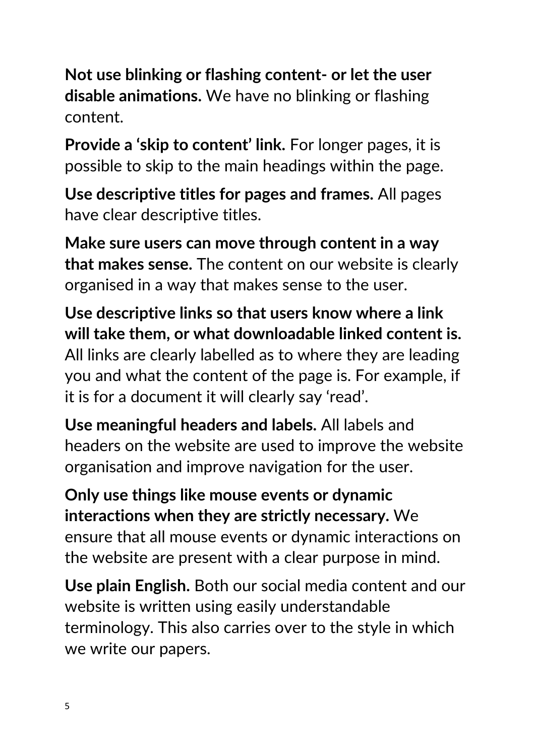**Not use blinking or flashing content- or let the user disable animations.** We have no blinking or flashing content.

**Provide a 'skip to content' link.** For longer pages, it is possible to skip to the main headings within the page.

**Use descriptive titles for pages and frames.** All pages have clear descriptive titles.

**Make sure users can move through content in a way that makes sense.** The content on our website is clearly organised in a way that makes sense to the user.

**Use descriptive links so that users know where a link will take them, or what downloadable linked content is.** All links are clearly labelled as to where they are leading you and what the content of the page is. For example, if it is for a document it will clearly say 'read'.

**Use meaningful headers and labels.** All labels and headers on the website are used to improve the website organisation and improve navigation for the user.

**Only use things like mouse events or dynamic interactions when they are strictly necessary.** We ensure that all mouse events or dynamic interactions on the website are present with a clear purpose in mind.

**Use plain English.** Both our social media content and our website is written using easily understandable terminology. This also carries over to the style in which we write our papers.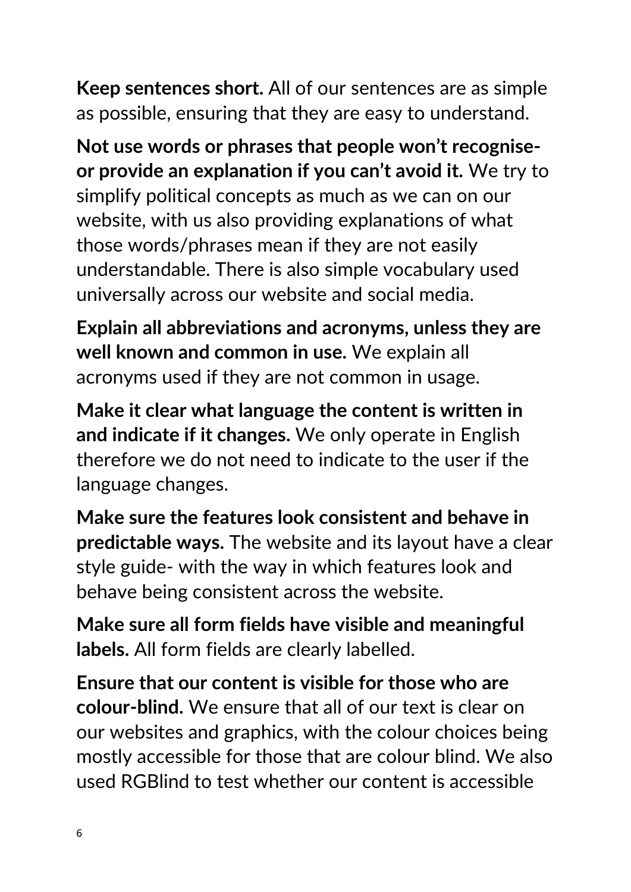**Keep sentences short.** All of our sentences are as simple as possible, ensuring that they are easy to understand.

**Not use words or phrases that people won't recognise- or provide an explanation if you can't avoid it.** We try to simplify political concepts as much as we can on our website, with us also providing explanations of what those words/phrases mean if they are not easily understandable. There is also simple vocabulary used universally across our website and social media.

**Explain all abbreviations and acronyms, unless they are well known and common in use.** We explain all acronyms used if they are not common in usage.

**Make it clear what language the content is written in and indicate if it changes.** We only operate in English therefore we do not need to indicate to the user if the language changes.

**Make sure the features look consistent and behave in predictable ways.** The website and its layout have a clear style guide- with the way in which features look and behave being consistent across the website.

**Make sure all form fields have visible and meaningful labels.** All form fields are clearly labelled.

**Ensure that our content is visible for those who are colour-blind.** We ensure that all of our text is clear on our websites and graphics, with the colour choices being mostly accessible for those that are colour blind. We also used RGBlind to test whether our content is accessible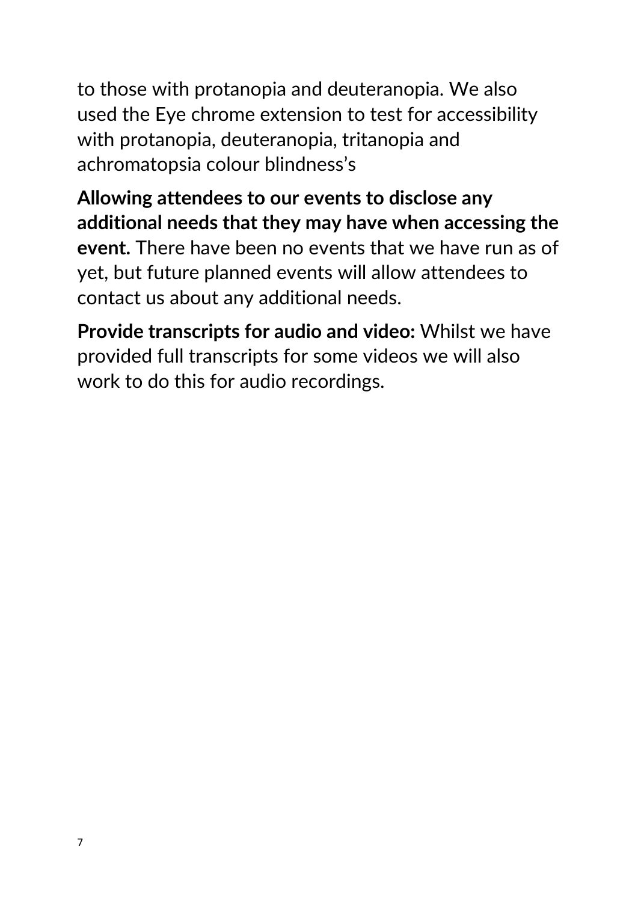to those with protanopia and deuteranopia. We also used the Eye chrome extension to test for accessibility with protanopia, deuteranopia, tritanopia and achromatopsia colour blindness's

**Allowing attendees to our events to disclose any additional needs that they may have when accessing the event.** There have been no events that we have run as of yet, but future planned events will allow attendees to contact us about any additional needs.

**Provide transcripts for audio and video:** Whilst we have provided full transcripts for some videos we will also work to do this for audio recordings.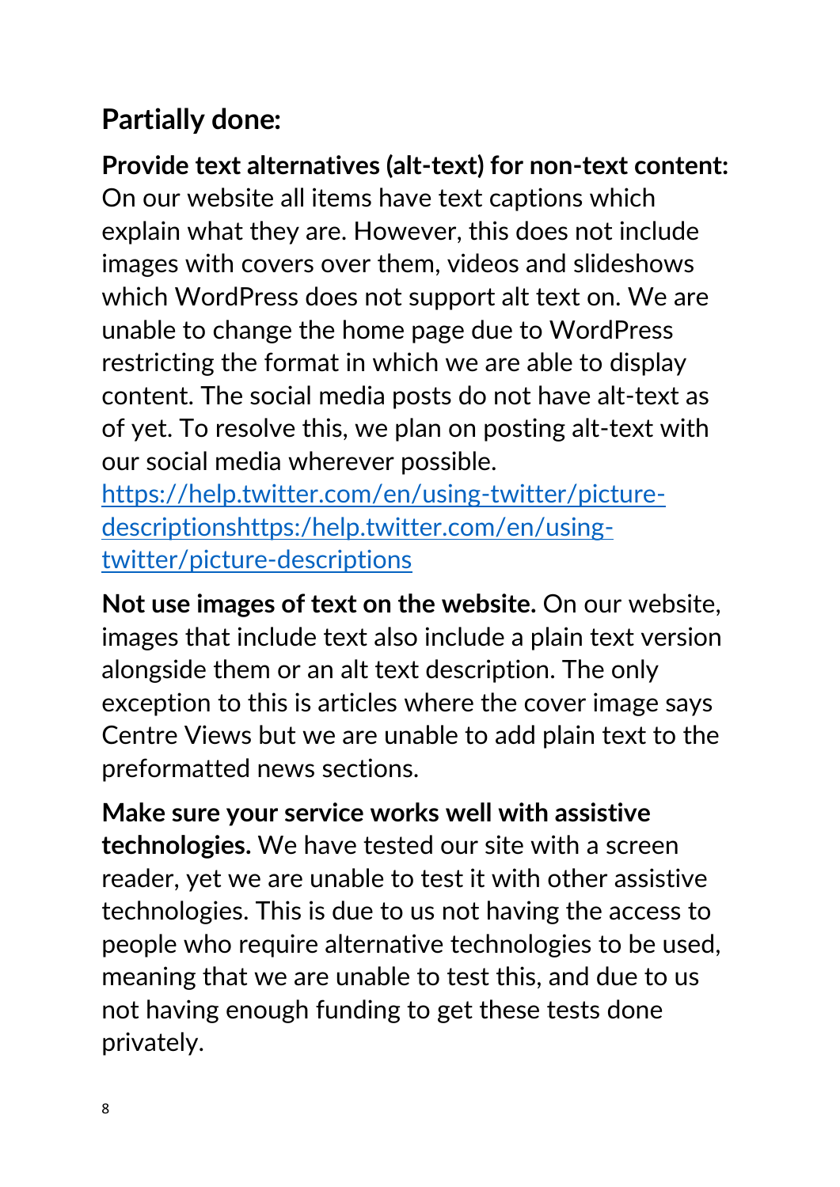## Partially done:

**Provide text alternatives (alt-text) for non-text content:** On our website all items have text captions which explain what they are. However, this does not include images with covers over them, videos and slideshows which WordPress does not support alt text on. We are unable to change the home page due to WordPress restricting the format in which we are able to display content. The social media posts do not have alt-text as of yet. To resolve this, we plan on posting alt-text with our social media wherever possible. https://help.twitter.com/en/using-twitter/picture-descriptionshttps:/help.twitter.com/en/using-twitter/picture-descriptions

**Not use images of text on the website.** On our website, images that include text also include a plain text version alongside them or an alt text description. The only exception to this is articles where the cover image says Centre Views but we are unable to add plain text to the preformatted news sections.

**Make sure your service works well with assistive technologies.** We have tested our site with a screen reader, yet we are unable to test it with other assistive technologies. This is due to us not having the access to people who require alternative technologies to be used, meaning that we are unable to test this, and due to us not having enough funding to get these tests done privately.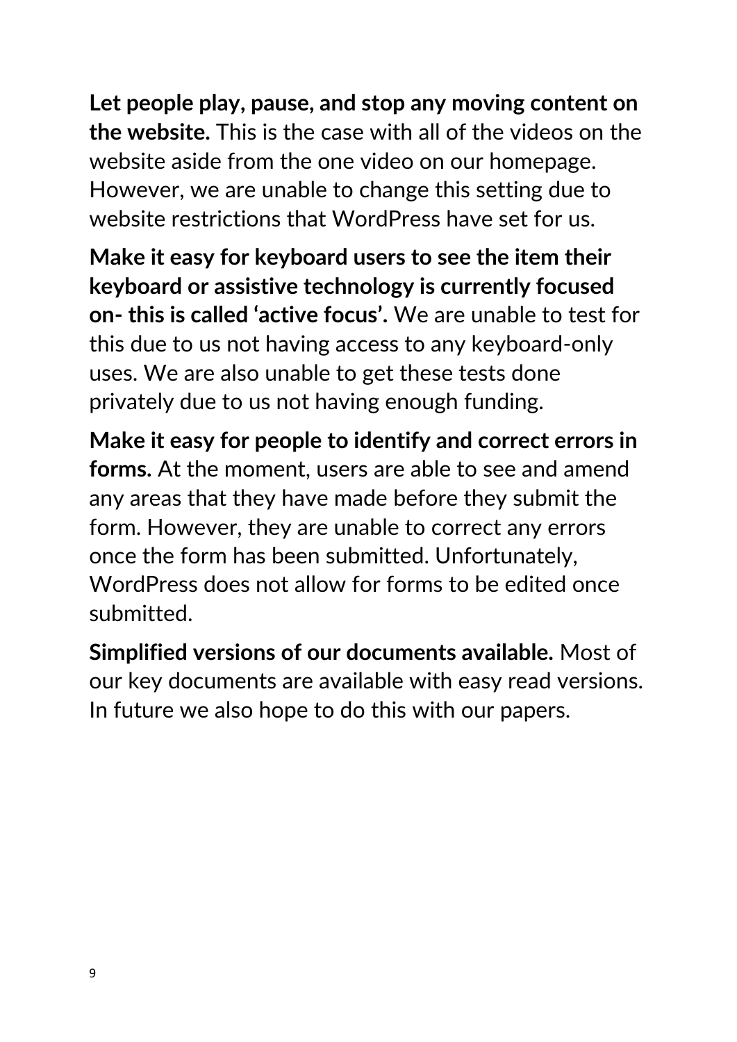**Let people play, pause, and stop any moving content on the website.** This is the case with all of the videos on the website aside from the one video on our homepage. However, we are unable to change this setting due to website restrictions that WordPress have set for us.

**Make it easy for keyboard users to see the item their keyboard or assistive technology is currently focused on- this is called 'active focus'.** We are unable to test for this due to us not having access to any keyboard-only uses. We are also unable to get these tests done privately due to us not having enough funding.

**Make it easy for people to identify and correct errors in forms.** At the moment, users are able to see and amend any areas that they have made before they submit the form. However, they are unable to correct any errors once the form has been submitted. Unfortunately, WordPress does not allow for forms to be edited once submitted.

**Simplified versions of our documents available.** Most of our key documents are available with easy read versions. In future we also hope to do this with our papers.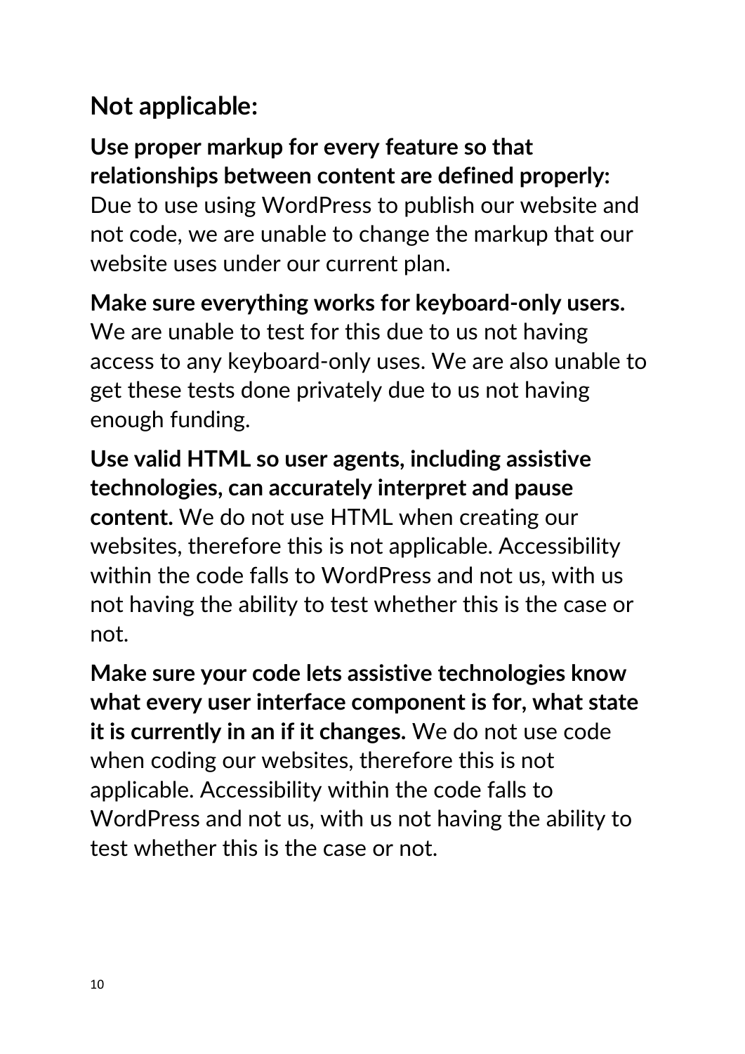## Not applicable:

**Use proper markup for every feature so that relationships between content are defined properly:** Due to use using WordPress to publish our website and not code, we are unable to change the markup that our website uses under our current plan.

**Make sure everything works for keyboard-only users.** We are unable to test for this due to us not having access to any keyboard-only uses. We are also unable to get these tests done privately due to us not having enough funding.

**Use valid HTML so user agents, including assistive technologies, can accurately interpret and pause content.** We do not use HTML when creating our websites, therefore this is not applicable. Accessibility within the code falls to WordPress and not us, with us not having the ability to test whether this is the case or not.

**Make sure your code lets assistive technologies know what every user interface component is for, what state it is currently in an if it changes.** We do not use code when coding our websites, therefore this is not applicable. Accessibility within the code falls to WordPress and not us, with us not having the ability to test whether this is the case or not.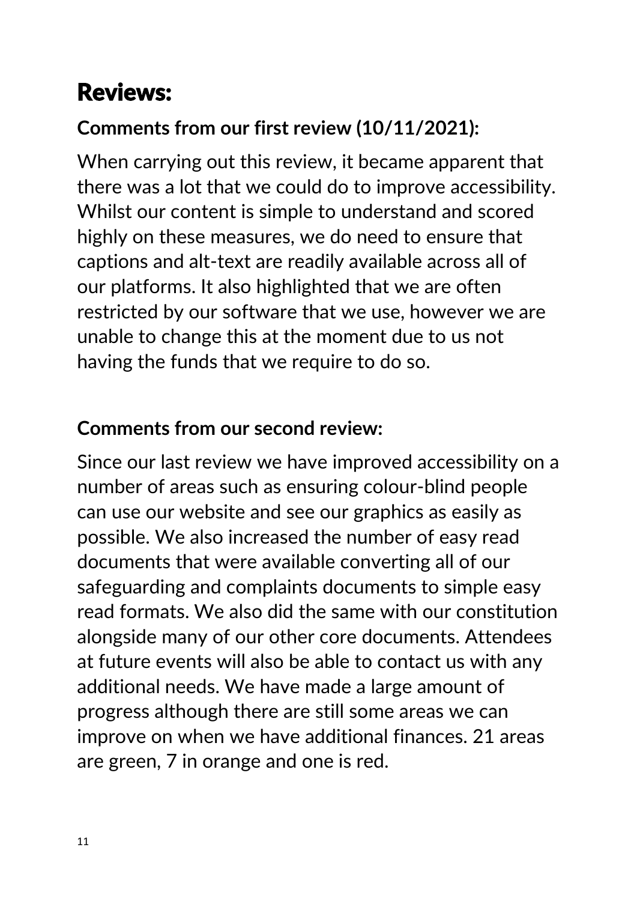# Reviews:

**Comments from our first review (10/11/2021):**

When carrying out this review, it became apparent that there was a lot that we could do to improve accessibility. Whilst our content is simple to understand and scored highly on these measures, we do need to ensure that captions and alt-text are readily available across all of our platforms. It also highlighted that we are often restricted by our software that we use, however we are unable to change this at the moment due to us not having the funds that we require to do so.

**Comments from our second review:**

Since our last review we have improved accessibility on a number of areas such as ensuring colour-blind people can use our website and see our graphics as easily as possible. We also increased the number of easy read documents that were available converting all of our safeguarding and complaints documents to simple easy read formats. We also did the same with our constitution alongside many of our other core documents. Attendees at future events will also be able to contact us with any additional needs. We have made a large amount of progress although there are still some areas we can improve on when we have additional finances. 21 areas are green, 7 in orange and one is red.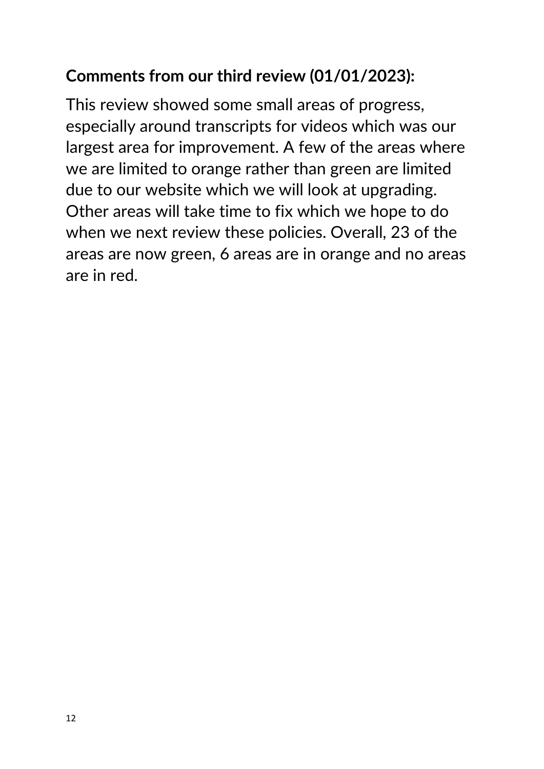**Comments from our third review (01/01/2023):**

This review showed some small areas of progress, especially around transcripts for videos which was our largest area for improvement. A few of the areas where we are limited to orange rather than green are limited due to our website which we will look at upgrading. Other areas will take time to fix which we hope to do when we next review these policies. Overall, 23 of the areas are now green, 6 areas are in orange and no areas are in red.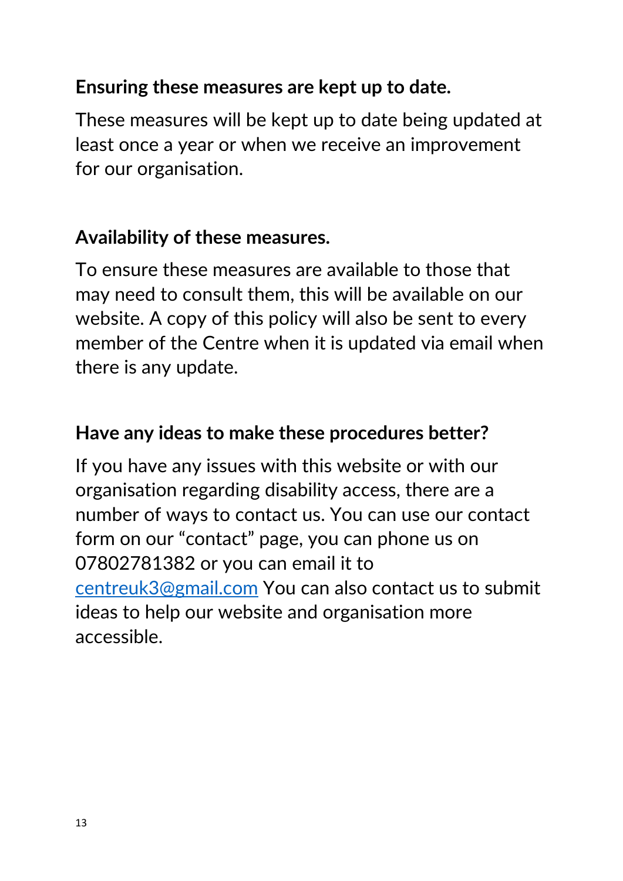**Ensuring these measures are kept up to date.**

These measures will be kept up to date being updated at least once a year or when we receive an improvement for our organisation.

**Availability of these measures.**

To ensure these measures are available to those that may need to consult them, this will be available on our website. A copy of this policy will also be sent to every member of the Centre when it is updated via email when there is any update.

**Have any ideas to make these procedures better?**

If you have any issues with this website or with our organisation regarding disability access, there are a number of ways to contact us. You can use our contact form on our “contact” page, you can phone us on 07802781382 or you can email it to centreuk3@gmail.com You can also contact us to submit ideas to help our website and organisation more accessible.